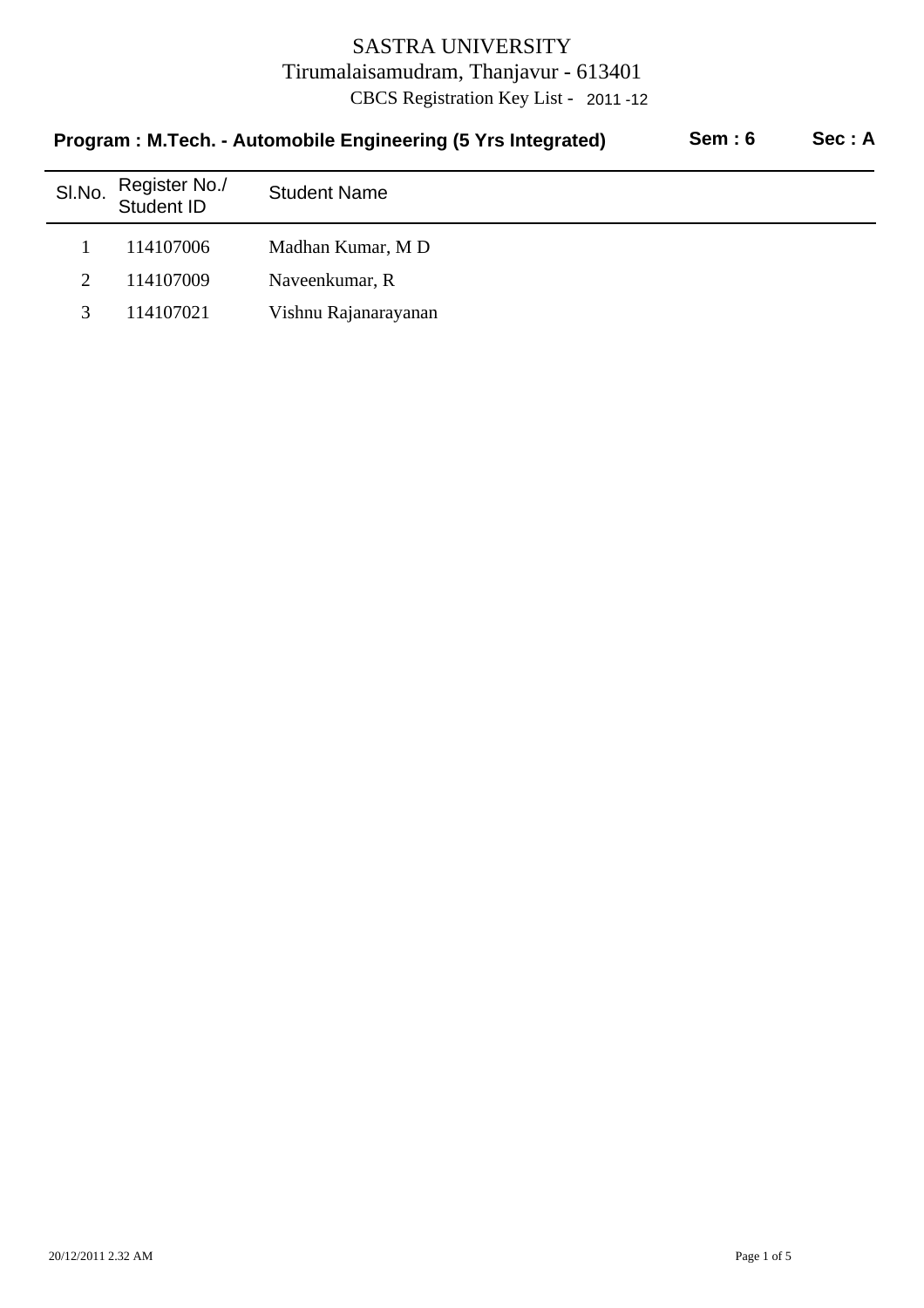# SASTRA UNIVERSITY

Tirumalaisamudram, Thanjavur - 613401

CBCS Registration Key List - 2011 -12

**Program : M.Tech. - Automobile Engineering (5 Yrs Integrated)** **Sem : 6** **Sec : A**

| Sl.No. | Register No./ Student ID | Student Name |
|---|---|---|
| 1 | 114107006 | Madhan Kumar, M D |
| 2 | 114107009 | Naveenkumar, R |
| 3 | 114107021 | Vishnu Rajanarayanan |

20/12/2011 2.32 AM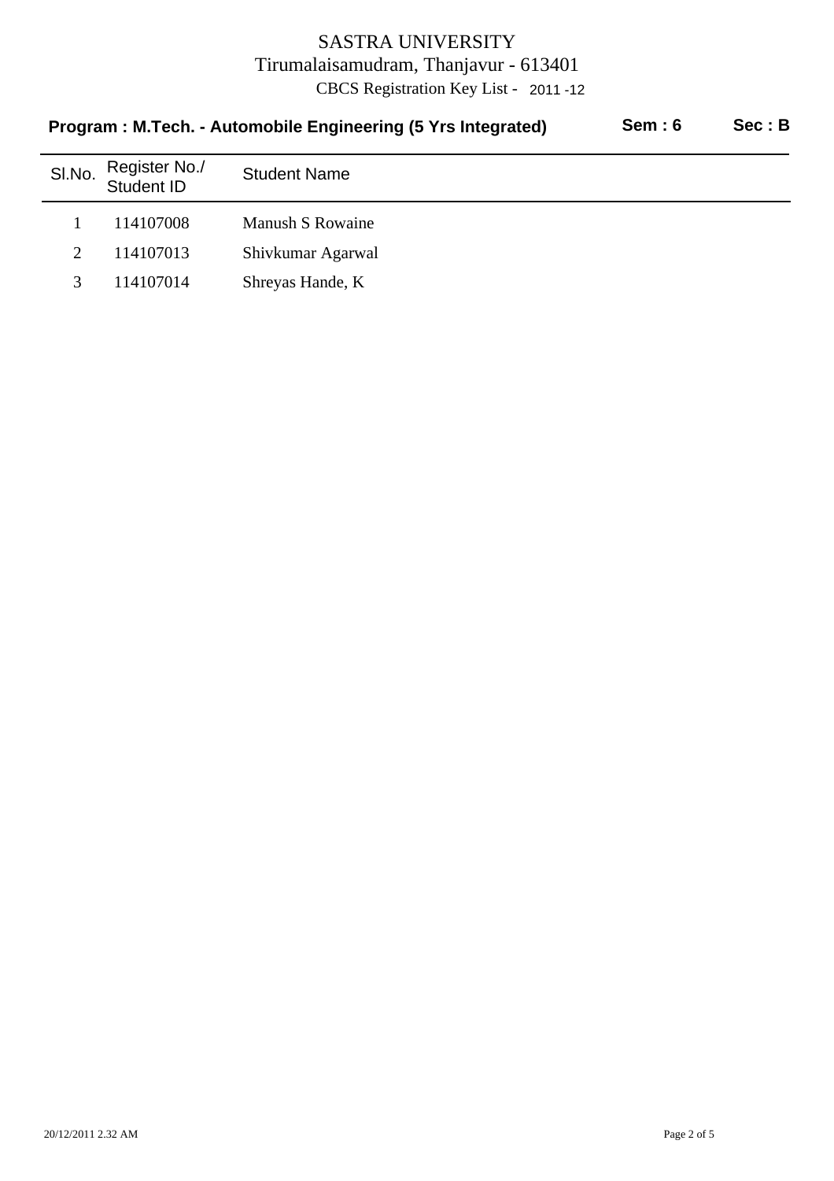# SASTRA UNIVERSITY

Tirumalaisamudram, Thanjavur - 613401

CBCS Registration Key List - 2011 -12

**Program : M.Tech. - Automobile Engineering (5 Yrs Integrated)** **Sem : 6** **Sec : B**

| Sl.No. | Register No./ Student ID | Student Name |
|---|---|---|
| 1 | 114107008 | Manush S Rowaine |
| 2 | 114107013 | Shivkumar Agarwal |
| 3 | 114107014 | Shreyas Hande, K |

20/12/2011 2.32 AM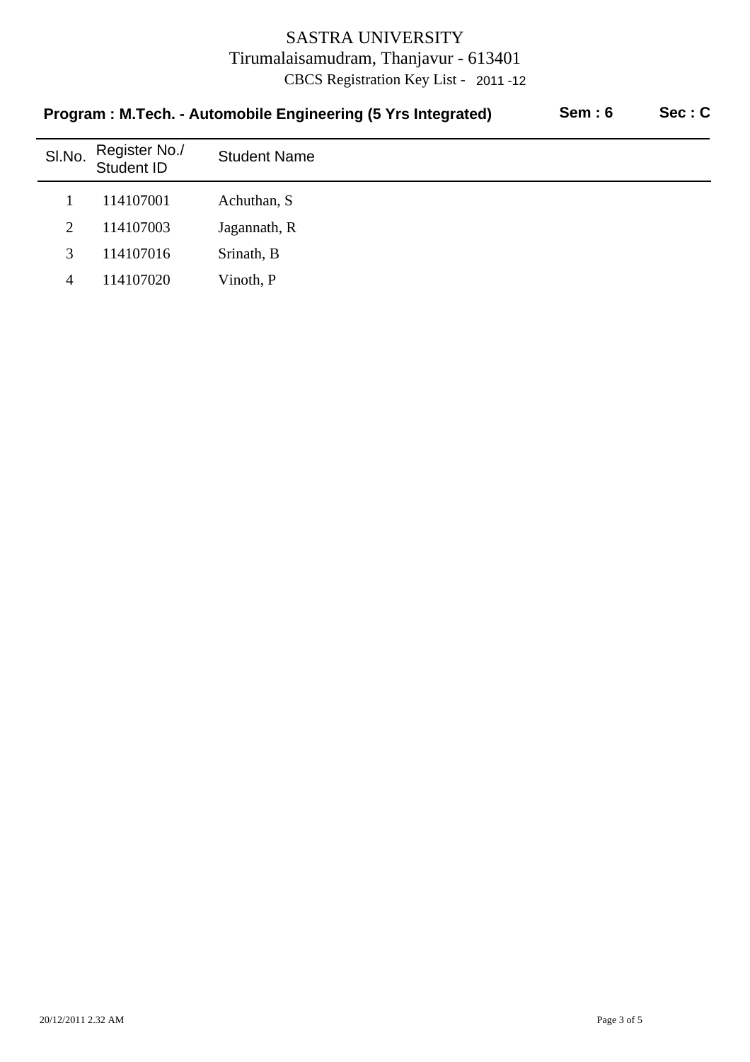# SASTRA UNIVERSITY

Tirumalaisamudram, Thanjavur - 613401

CBCS Registration Key List - 2011 -12

**Program : M.Tech. - Automobile Engineering (5 Yrs Integrated)** **Sem : 6** **Sec : C**

| Sl.No. | Register No./ Student ID | Student Name |
|---|---|---|
| 1 | 114107001 | Achuthan, S |
| 2 | 114107003 | Jagannath, R |
| 3 | 114107016 | Srinath, B |
| 4 | 114107020 | Vinoth, P |

20/12/2011 2.32 AM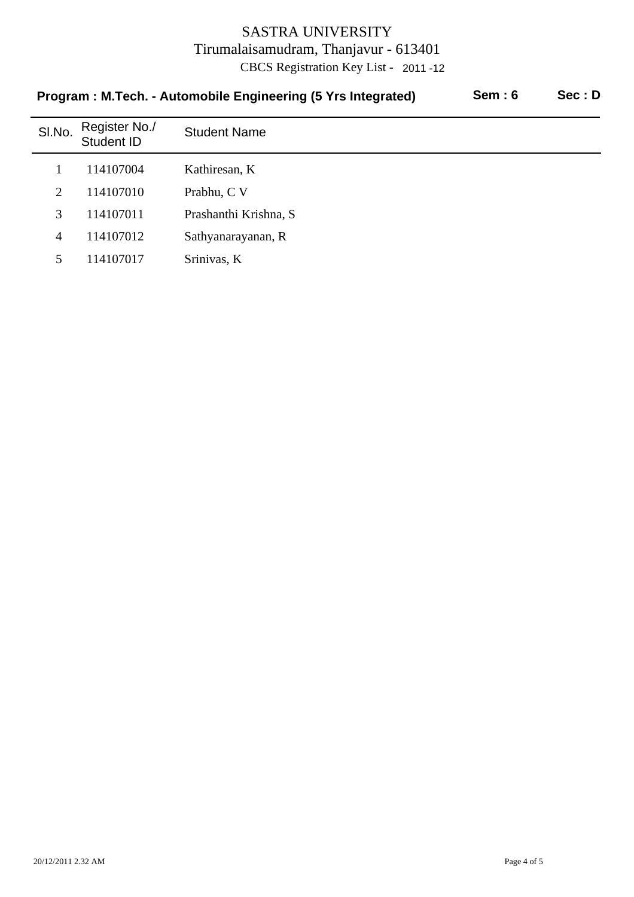# SASTRA UNIVERSITY

Tirumalaisamudram, Thanjavur - 613401

CBCS Registration Key List - 2011 -12

**Program : M.Tech. - Automobile Engineering (5 Yrs Integrated)** **Sem : 6** **Sec : D**

| Sl.No. | Register No./ Student ID | Student Name |
|---|---|---|
| 1 | 114107004 | Kathiresan, K |
| 2 | 114107010 | Prabhu, C V |
| 3 | 114107011 | Prashanthi Krishna, S |
| 4 | 114107012 | Sathyanarayanan, R |
| 5 | 114107017 | Srinivas, K |

20/12/2011 2.32 AM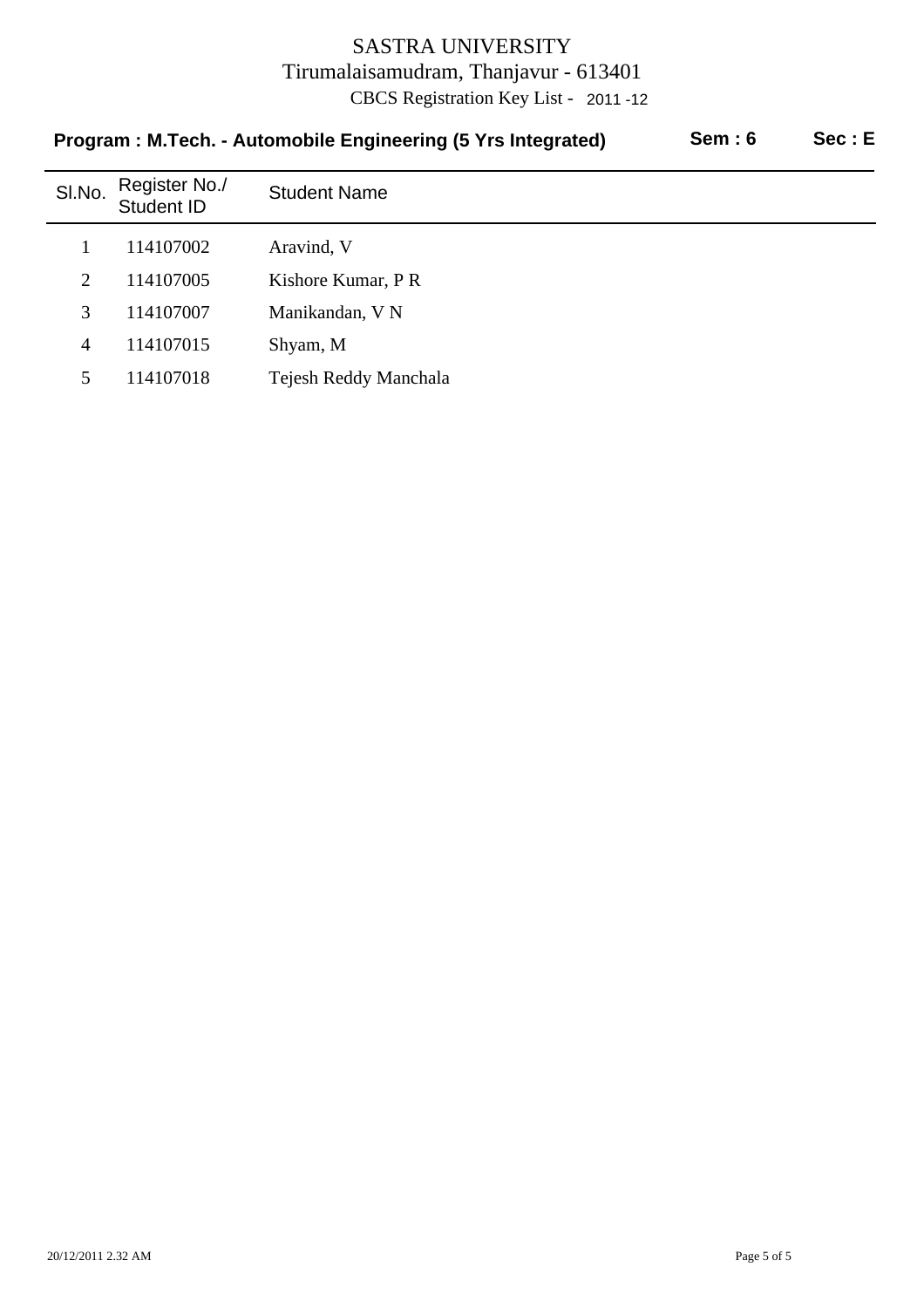# SASTRA UNIVERSITY

Tirumalaisamudram, Thanjavur - 613401

CBCS Registration Key List - 2011 -12

**Program : M.Tech. - Automobile Engineering (5 Yrs Integrated)** **Sem : 6** **Sec : E**

| Sl.No. | Register No./ Student ID | Student Name |
|---|---|---|
| 1 | 114107002 | Aravind, V |
| 2 | 114107005 | Kishore Kumar, P R |
| 3 | 114107007 | Manikandan, V N |
| 4 | 114107015 | Shyam, M |
| 5 | 114107018 | Tejesh Reddy Manchala |

20/12/2011 2.32 AM